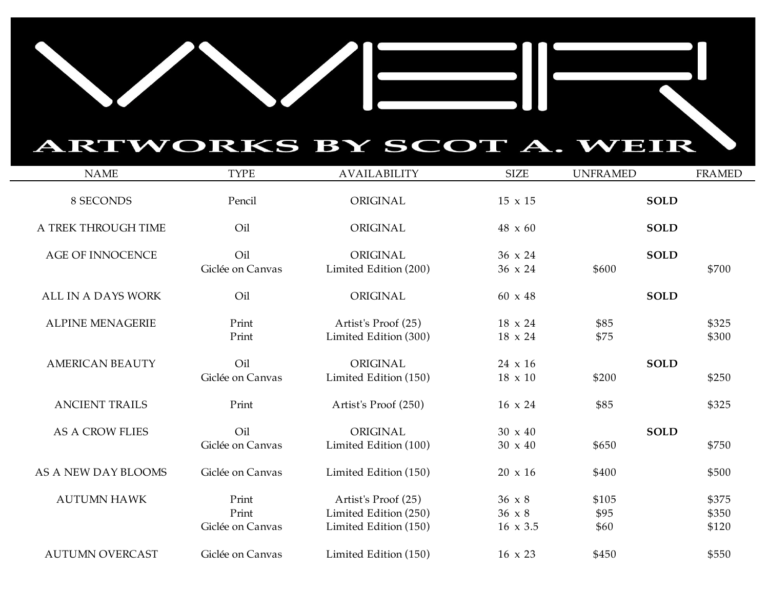# WEIR

## ARTWORKS BY SCOT A. WEIR

| NAME | TYPE | AVAILABILITY | SIZE | UNFRAMED | | FRAMED |
|---|---|---|---|---|---|---|
| 8 SECONDS | Pencil | ORIGINAL | 15 x 15 | | **SOLD** | |
| A TREK THROUGH TIME | Oil | ORIGINAL | 48 x 60 | | **SOLD** | |
| AGE OF INNOCENCE | Oil | ORIGINAL | 36 x 24 | | **SOLD** | |
| | Giclée on Canvas | Limited Edition (200) | 36 x 24 | $600 | | $700 |
| ALL IN A DAYS WORK | Oil | ORIGINAL | 60 x 48 | | **SOLD** | |
| ALPINE MENAGERIE | Print | Artist's Proof (25) | 18 x 24 | $85 | | $325 |
| | Print | Limited Edition (300) | 18 x 24 | $75 | | $300 |
| AMERICAN BEAUTY | Oil | ORIGINAL | 24 x 16 | | **SOLD** | |
| | Giclée on Canvas | Limited Edition (150) | 18 x 10 | $200 | | $250 |
| ANCIENT TRAILS | Print | Artist's Proof (250) | 16 x 24 | $85 | | $325 |
| AS A CROW FLIES | Oil | ORIGINAL | 30 x 40 | | **SOLD** | |
| | Giclée on Canvas | Limited Edition (100) | 30 x 40 | $650 | | $750 |
| AS A NEW DAY BLOOMS | Giclée on Canvas | Limited Edition (150) | 20 x 16 | $400 | | $500 |
| AUTUMN HAWK | Print | Artist's Proof (25) | 36 x 8 | $105 | | $375 |
| | Print | Limited Edition (250) | 36 x 8 | $95 | | $350 |
| | Giclée on Canvas | Limited Edition (150) | 16 x 3.5 | $60 | | $120 |
| AUTUMN OVERCAST | Giclée on Canvas | Limited Edition (150) | 16 x 23 | $450 | | $550 |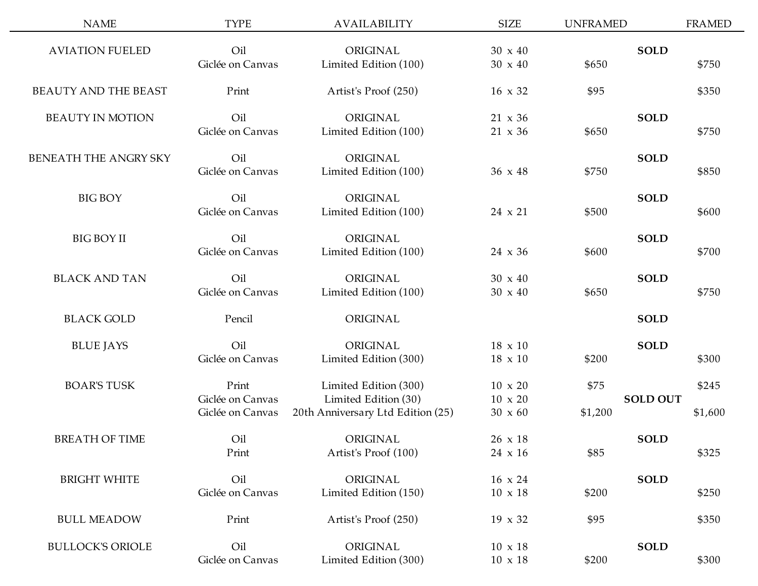| NAME | TYPE | AVAILABILITY | SIZE | UNFRAMED | | FRAMED |
|---|---|---|---|---|---|---|
| AVIATION FUELED | Oil | ORIGINAL | 30 x 40 | | **SOLD** | |
| | Giclée on Canvas | Limited Edition (100) | 30 x 40 | $650 | | $750 |
| BEAUTY AND THE BEAST | Print | Artist's Proof (250) | 16 x 32 | $95 | | $350 |
| BEAUTY IN MOTION | Oil | ORIGINAL | 21 x 36 | | **SOLD** | |
| | Giclée on Canvas | Limited Edition (100) | 21 x 36 | $650 | | $750 |
| BENEATH THE ANGRY SKY | Oil | ORIGINAL | | | **SOLD** | |
| | Giclée on Canvas | Limited Edition (100) | 36 x 48 | $750 | | $850 |
| BIG BOY | Oil | ORIGINAL | | | **SOLD** | |
| | Giclée on Canvas | Limited Edition (100) | 24 x 21 | $500 | | $600 |
| BIG BOY II | Oil | ORIGINAL | | | **SOLD** | |
| | Giclée on Canvas | Limited Edition (100) | 24 x 36 | $600 | | $700 |
| BLACK AND TAN | Oil | ORIGINAL | 30 x 40 | | **SOLD** | |
| | Giclée on Canvas | Limited Edition (100) | 30 x 40 | $650 | | $750 |
| BLACK GOLD | Pencil | ORIGINAL | | | **SOLD** | |
| BLUE JAYS | Oil | ORIGINAL | 18 x 10 | | **SOLD** | |
| | Giclée on Canvas | Limited Edition (300) | 18 x 10 | $200 | | $300 |
| BOAR'S TUSK | Print | Limited Edition (300) | 10 x 20 | $75 | | $245 |
| | Giclée on Canvas | Limited Edition (30) | 10 x 20 | | **SOLD OUT** | |
| | Giclée on Canvas | 20th Anniversary Ltd Edition (25) | 30 x 60 | $1,200 | | $1,600 |
| BREATH OF TIME | Oil | ORIGINAL | 26 x 18 | | **SOLD** | |
| | Print | Artist's Proof (100) | 24 x 16 | $85 | | $325 |
| BRIGHT WHITE | Oil | ORIGINAL | 16 x 24 | | **SOLD** | |
| | Giclée on Canvas | Limited Edition (150) | 10 x 18 | $200 | | $250 |
| BULL MEADOW | Print | Artist's Proof (250) | 19 x 32 | $95 | | $350 |
| BULLOCK'S ORIOLE | Oil | ORIGINAL | 10 x 18 | | **SOLD** | |
| | Giclée on Canvas | Limited Edition (300) | 10 x 18 | $200 | | $300 |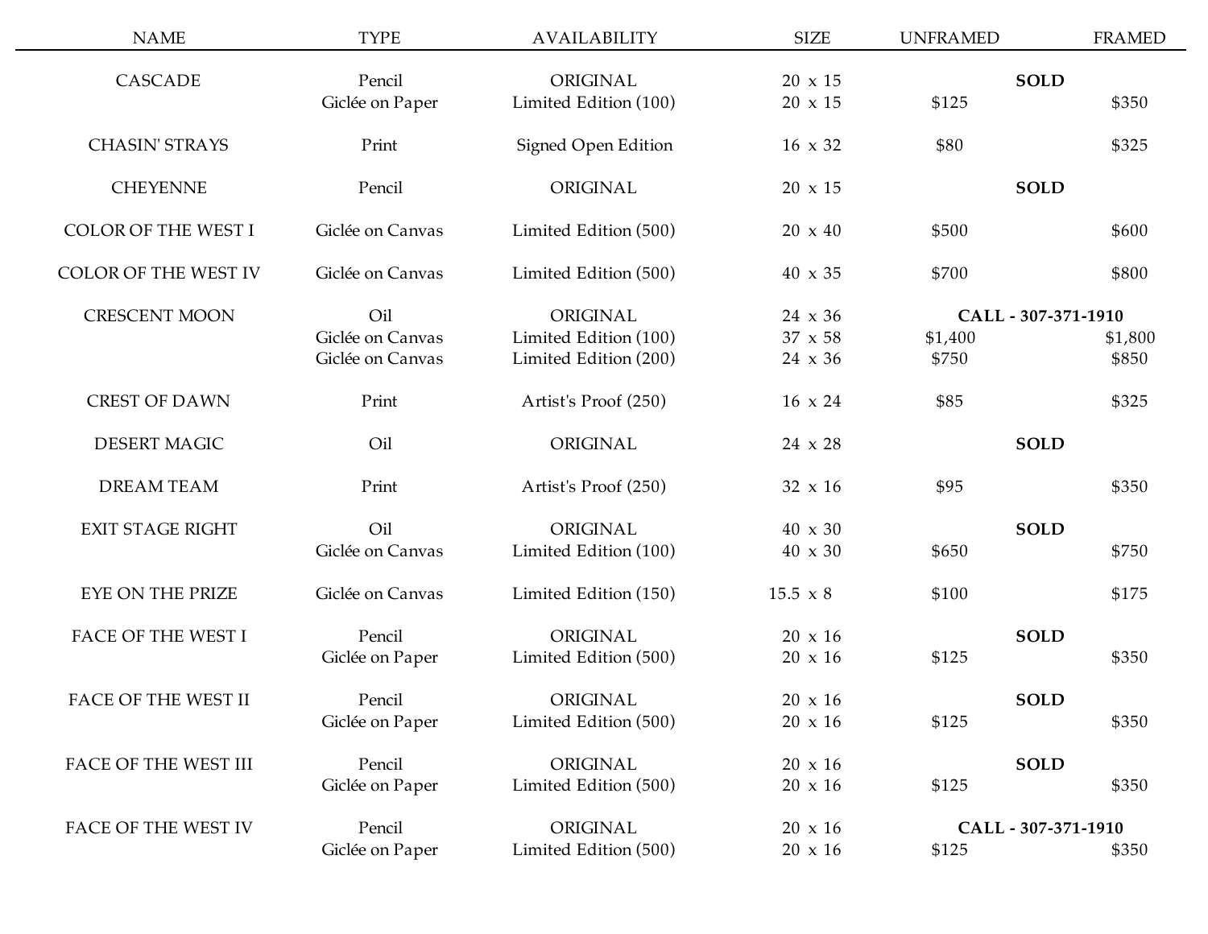| NAME | TYPE | AVAILABILITY | SIZE | UNFRAMED | FRAMED |
|---|---|---|---|---|---|
| CASCADE | Pencil | ORIGINAL | 20 x 15 | **SOLD** | |
| | Giclée on Paper | Limited Edition (100) | 20 x 15 | $125 | $350 |
| CHASIN' STRAYS | Print | Signed Open Edition | 16 x 32 | $80 | $325 |
| CHEYENNE | Pencil | ORIGINAL | 20 x 15 | **SOLD** | |
| COLOR OF THE WEST I | Giclée on Canvas | Limited Edition (500) | 20 x 40 | $500 | $600 |
| COLOR OF THE WEST IV | Giclée on Canvas | Limited Edition (500) | 40 x 35 | $700 | $800 |
| CRESCENT MOON | Oil | ORIGINAL | 24 x 36 | **CALL - 307-371-1910** | |
| | Giclée on Canvas | Limited Edition (100) | 37 x 58 | $1,400 | $1,800 |
| | Giclée on Canvas | Limited Edition (200) | 24 x 36 | $750 | $850 |
| CREST OF DAWN | Print | Artist's Proof (250) | 16 x 24 | $85 | $325 |
| DESERT MAGIC | Oil | ORIGINAL | 24 x 28 | **SOLD** | |
| DREAM TEAM | Print | Artist's Proof (250) | 32 x 16 | $95 | $350 |
| EXIT STAGE RIGHT | Oil | ORIGINAL | 40 x 30 | **SOLD** | |
| | Giclée on Canvas | Limited Edition (100) | 40 x 30 | $650 | $750 |
| EYE ON THE PRIZE | Giclée on Canvas | Limited Edition (150) | 15.5 x 8 | $100 | $175 |
| FACE OF THE WEST I | Pencil | ORIGINAL | 20 x 16 | **SOLD** | |
| | Giclée on Paper | Limited Edition (500) | 20 x 16 | $125 | $350 |
| FACE OF THE WEST II | Pencil | ORIGINAL | 20 x 16 | **SOLD** | |
| | Giclée on Paper | Limited Edition (500) | 20 x 16 | $125 | $350 |
| FACE OF THE WEST III | Pencil | ORIGINAL | 20 x 16 | **SOLD** | |
| | Giclée on Paper | Limited Edition (500) | 20 x 16 | $125 | $350 |
| FACE OF THE WEST IV | Pencil | ORIGINAL | 20 x 16 | **CALL - 307-371-1910** | |
| | Giclée on Paper | Limited Edition (500) | 20 x 16 | $125 | $350 |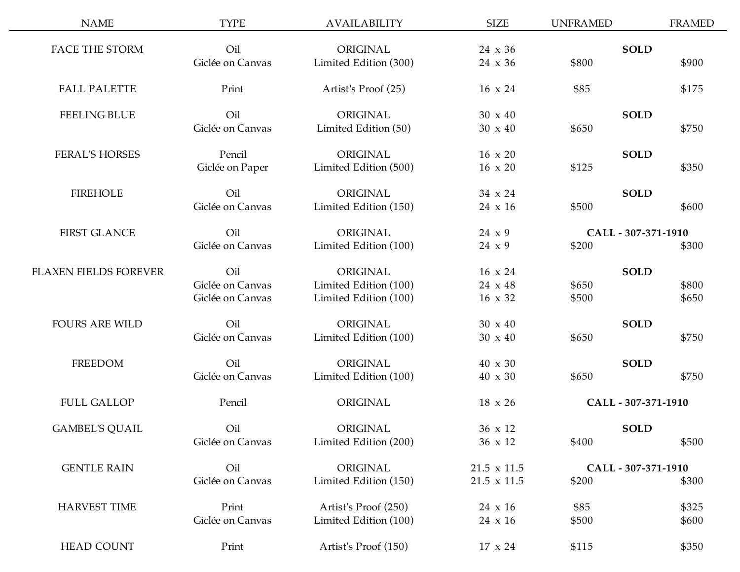| NAME | TYPE | AVAILABILITY | SIZE | UNFRAMED | FRAMED |
|---|---|---|---|---|---|
| FACE THE STORM | Oil | ORIGINAL | 24 x 36 | **SOLD** | |
| | Giclée on Canvas | Limited Edition (300) | 24 x 36 | $800 | $900 |
| FALL PALETTE | Print | Artist's Proof (25) | 16 x 24 | $85 | $175 |
| FEELING BLUE | Oil | ORIGINAL | 30 x 40 | **SOLD** | |
| | Giclée on Canvas | Limited Edition (50) | 30 x 40 | $650 | $750 |
| FERAL'S HORSES | Pencil | ORIGINAL | 16 x 20 | **SOLD** | |
| | Giclée on Paper | Limited Edition (500) | 16 x 20 | $125 | $350 |
| FIREHOLE | Oil | ORIGINAL | 34 x 24 | **SOLD** | |
| | Giclée on Canvas | Limited Edition (150) | 24 x 16 | $500 | $600 |
| FIRST GLANCE | Oil | ORIGINAL | 24 x 9 | **CALL - 307-371-1910** | |
| | Giclée on Canvas | Limited Edition (100) | 24 x 9 | $200 | $300 |
| FLAXEN FIELDS FOREVER | Oil | ORIGINAL | 16 x 24 | **SOLD** | |
| | Giclée on Canvas | Limited Edition (100) | 24 x 48 | $650 | $800 |
| | Giclée on Canvas | Limited Edition (100) | 16 x 32 | $500 | $650 |
| FOURS ARE WILD | Oil | ORIGINAL | 30 x 40 | **SOLD** | |
| | Giclée on Canvas | Limited Edition (100) | 30 x 40 | $650 | $750 |
| FREEDOM | Oil | ORIGINAL | 40 x 30 | **SOLD** | |
| | Giclée on Canvas | Limited Edition (100) | 40 x 30 | $650 | $750 |
| FULL GALLOP | Pencil | ORIGINAL | 18 x 26 | **CALL - 307-371-1910** | |
| GAMBEL'S QUAIL | Oil | ORIGINAL | 36 x 12 | **SOLD** | |
| | Giclée on Canvas | Limited Edition (200) | 36 x 12 | $400 | $500 |
| GENTLE RAIN | Oil | ORIGINAL | 21.5 x 11.5 | **CALL - 307-371-1910** | |
| | Giclée on Canvas | Limited Edition (150) | 21.5 x 11.5 | $200 | $300 |
| HARVEST TIME | Print | Artist's Proof (250) | 24 x 16 | $85 | $325 |
| | Giclée on Canvas | Limited Edition (100) | 24 x 16 | $500 | $600 |
| HEAD COUNT | Print | Artist's Proof (150) | 17 x 24 | $115 | $350 |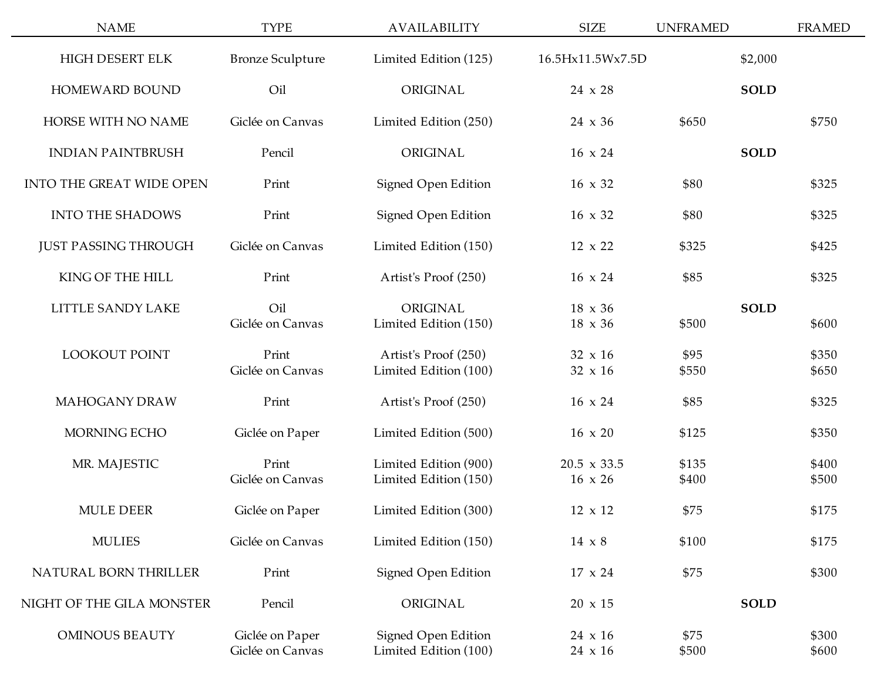| NAME | TYPE | AVAILABILITY | SIZE | UNFRAMED | FRAMED |
|---|---|---|---|---|---|
| HIGH DESERT ELK | Bronze Sculpture | Limited Edition (125) | 16.5Hx11.5Wx7.5D | $2,000 | |
| HOMEWARD BOUND | Oil | ORIGINAL | 24 x 28 | **SOLD** | |
| HORSE WITH NO NAME | Giclée on Canvas | Limited Edition (250) | 24 x 36 | $650 | $750 |
| INDIAN PAINTBRUSH | Pencil | ORIGINAL | 16 x 24 | **SOLD** | |
| INTO THE GREAT WIDE OPEN | Print | Signed Open Edition | 16 x 32 | $80 | $325 |
| INTO THE SHADOWS | Print | Signed Open Edition | 16 x 32 | $80 | $325 |
| JUST PASSING THROUGH | Giclée on Canvas | Limited Edition (150) | 12 x 22 | $325 | $425 |
| KING OF THE HILL | Print | Artist's Proof (250) | 16 x 24 | $85 | $325 |
| LITTLE SANDY LAKE | Oil | ORIGINAL | 18 x 36 | **SOLD** | |
| | Giclée on Canvas | Limited Edition (150) | 18 x 36 | $500 | $600 |
| LOOKOUT POINT | Print | Artist's Proof (250) | 32 x 16 | $95 | $350 |
| | Giclée on Canvas | Limited Edition (100) | 32 x 16 | $550 | $650 |
| MAHOGANY DRAW | Print | Artist's Proof (250) | 16 x 24 | $85 | $325 |
| MORNING ECHO | Giclée on Paper | Limited Edition (500) | 16 x 20 | $125 | $350 |
| MR. MAJESTIC | Print | Limited Edition (900) | 20.5 x 33.5 | $135 | $400 |
| | Giclée on Canvas | Limited Edition (150) | 16 x 26 | $400 | $500 |
| MULE DEER | Giclée on Paper | Limited Edition (300) | 12 x 12 | $75 | $175 |
| MULIES | Giclée on Canvas | Limited Edition (150) | 14 x 8 | $100 | $175 |
| NATURAL BORN THRILLER | Print | Signed Open Edition | 17 x 24 | $75 | $300 |
| NIGHT OF THE GILA MONSTER | Pencil | ORIGINAL | 20 x 15 | **SOLD** | |
| OMINOUS BEAUTY | Giclée on Paper | Signed Open Edition | 24 x 16 | $75 | $300 |
| | Giclée on Canvas | Limited Edition (100) | 24 x 16 | $500 | $600 |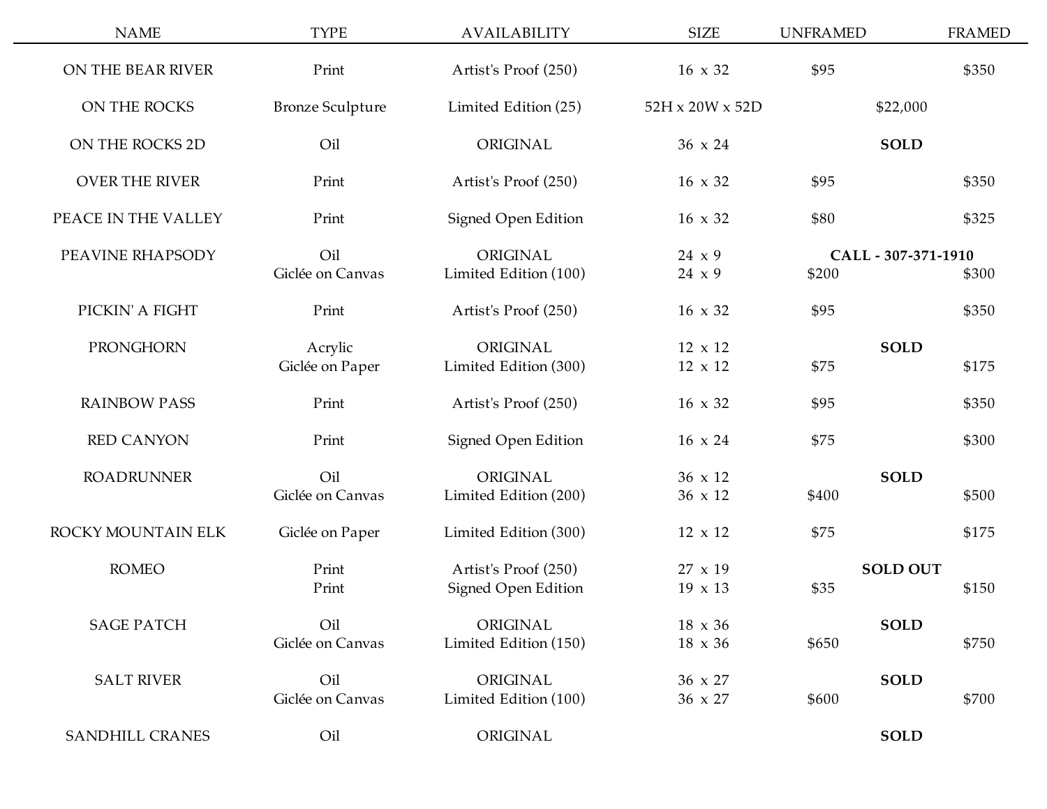| NAME | TYPE | AVAILABILITY | SIZE | UNFRAMED | FRAMED |
|---|---|---|---|---|---|
| ON THE BEAR RIVER | Print | Artist's Proof (250) | 16 x 32 | $95 | $350 |
| ON THE ROCKS | Bronze Sculpture | Limited Edition (25) | 52H x 20W x 52D | $22,000 | |
| ON THE ROCKS 2D | Oil | ORIGINAL | 36 x 24 | **SOLD** | |
| OVER THE RIVER | Print | Artist's Proof (250) | 16 x 32 | $95 | $350 |
| PEACE IN THE VALLEY | Print | Signed Open Edition | 16 x 32 | $80 | $325 |
| PEAVINE RHAPSODY | Oil | ORIGINAL | 24 x 9 | **CALL - 307-371-1910** | |
| | Giclée on Canvas | Limited Edition (100) | 24 x 9 | $200 | $300 |
| PICKIN' A FIGHT | Print | Artist's Proof (250) | 16 x 32 | $95 | $350 |
| PRONGHORN | Acrylic | ORIGINAL | 12 x 12 | **SOLD** | |
| | Giclée on Paper | Limited Edition (300) | 12 x 12 | $75 | $175 |
| RAINBOW PASS | Print | Artist's Proof (250) | 16 x 32 | $95 | $350 |
| RED CANYON | Print | Signed Open Edition | 16 x 24 | $75 | $300 |
| ROADRUNNER | Oil | ORIGINAL | 36 x 12 | **SOLD** | |
| | Giclée on Canvas | Limited Edition (200) | 36 x 12 | $400 | $500 |
| ROCKY MOUNTAIN ELK | Giclée on Paper | Limited Edition (300) | 12 x 12 | $75 | $175 |
| ROMEO | Print | Artist's Proof (250) | 27 x 19 | **SOLD OUT** | |
| | Print | Signed Open Edition | 19 x 13 | $35 | $150 |
| SAGE PATCH | Oil | ORIGINAL | 18 x 36 | **SOLD** | |
| | Giclée on Canvas | Limited Edition (150) | 18 x 36 | $650 | $750 |
| SALT RIVER | Oil | ORIGINAL | 36 x 27 | **SOLD** | |
| | Giclée on Canvas | Limited Edition (100) | 36 x 27 | $600 | $700 |
| SANDHILL CRANES | Oil | ORIGINAL | | **SOLD** | |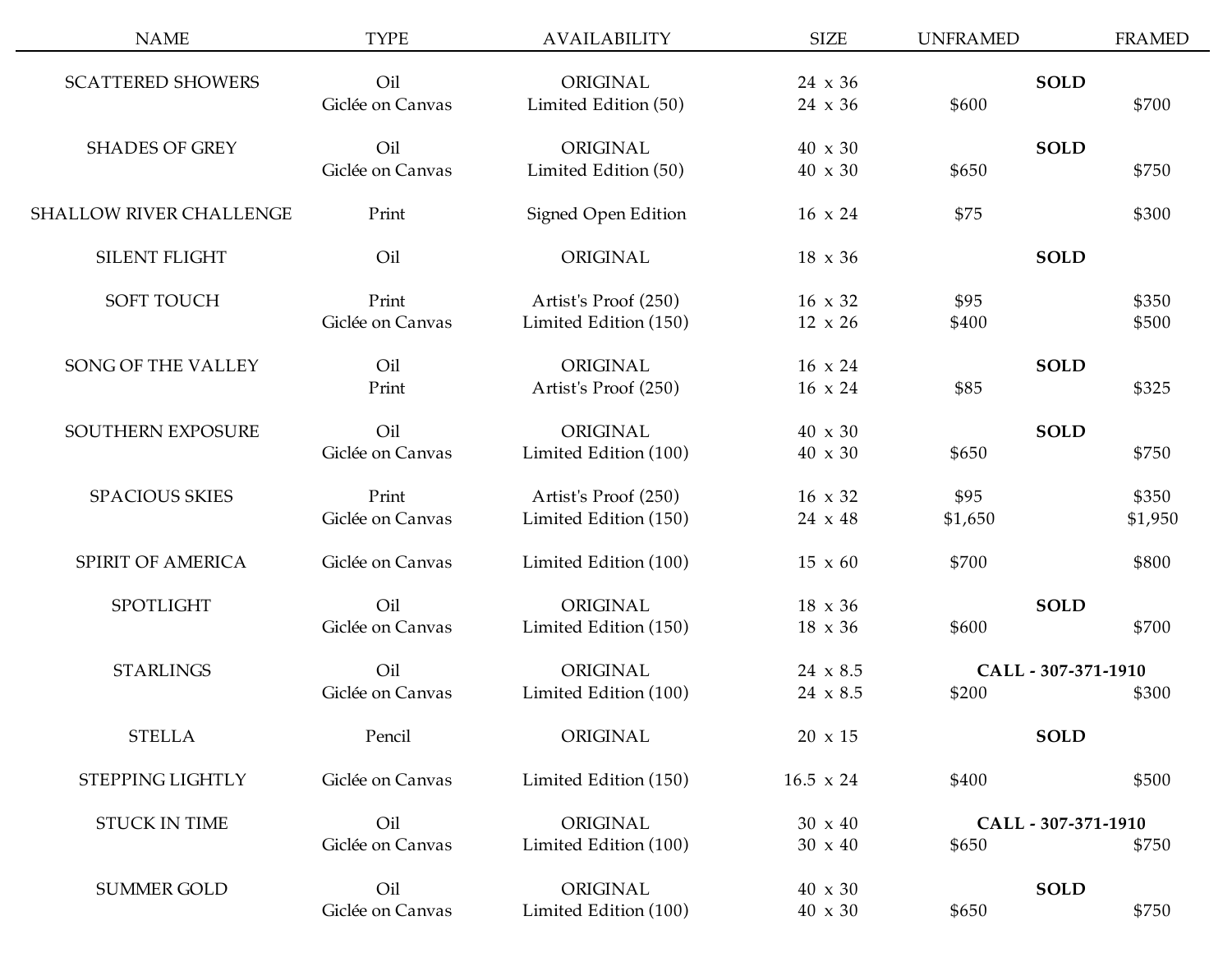| NAME | TYPE | AVAILABILITY | SIZE | UNFRAMED | FRAMED |
|---|---|---|---|---|---|
| SCATTERED SHOWERS | Oil | ORIGINAL | 24 x 36 | **SOLD** | |
| | Giclée on Canvas | Limited Edition (50) | 24 x 36 | $600 | $700 |
| SHADES OF GREY | Oil | ORIGINAL | 40 x 30 | **SOLD** | |
| | Giclée on Canvas | Limited Edition (50) | 40 x 30 | $650 | $750 |
| SHALLOW RIVER CHALLENGE | Print | Signed Open Edition | 16 x 24 | $75 | $300 |
| SILENT FLIGHT | Oil | ORIGINAL | 18 x 36 | **SOLD** | |
| SOFT TOUCH | Print | Artist's Proof (250) | 16 x 32 | $95 | $350 |
| | Giclée on Canvas | Limited Edition (150) | 12 x 26 | $400 | $500 |
| SONG OF THE VALLEY | Oil | ORIGINAL | 16 x 24 | **SOLD** | |
| | Print | Artist's Proof (250) | 16 x 24 | $85 | $325 |
| SOUTHERN EXPOSURE | Oil | ORIGINAL | 40 x 30 | **SOLD** | |
| | Giclée on Canvas | Limited Edition (100) | 40 x 30 | $650 | $750 |
| SPACIOUS SKIES | Print | Artist's Proof (250) | 16 x 32 | $95 | $350 |
| | Giclée on Canvas | Limited Edition (150) | 24 x 48 | $1,650 | $1,950 |
| SPIRIT OF AMERICA | Giclée on Canvas | Limited Edition (100) | 15 x 60 | $700 | $800 |
| SPOTLIGHT | Oil | ORIGINAL | 18 x 36 | **SOLD** | |
| | Giclée on Canvas | Limited Edition (150) | 18 x 36 | $600 | $700 |
| STARLINGS | Oil | ORIGINAL | 24 x 8.5 | **CALL - 307-371-1910** | |
| | Giclée on Canvas | Limited Edition (100) | 24 x 8.5 | $200 | $300 |
| STELLA | Pencil | ORIGINAL | 20 x 15 | **SOLD** | |
| STEPPING LIGHTLY | Giclée on Canvas | Limited Edition (150) | 16.5 x 24 | $400 | $500 |
| STUCK IN TIME | Oil | ORIGINAL | 30 x 40 | **CALL - 307-371-1910** | |
| | Giclée on Canvas | Limited Edition (100) | 30 x 40 | $650 | $750 |
| SUMMER GOLD | Oil | ORIGINAL | 40 x 30 | **SOLD** | |
| | Giclée on Canvas | Limited Edition (100) | 40 x 30 | $650 | $750 |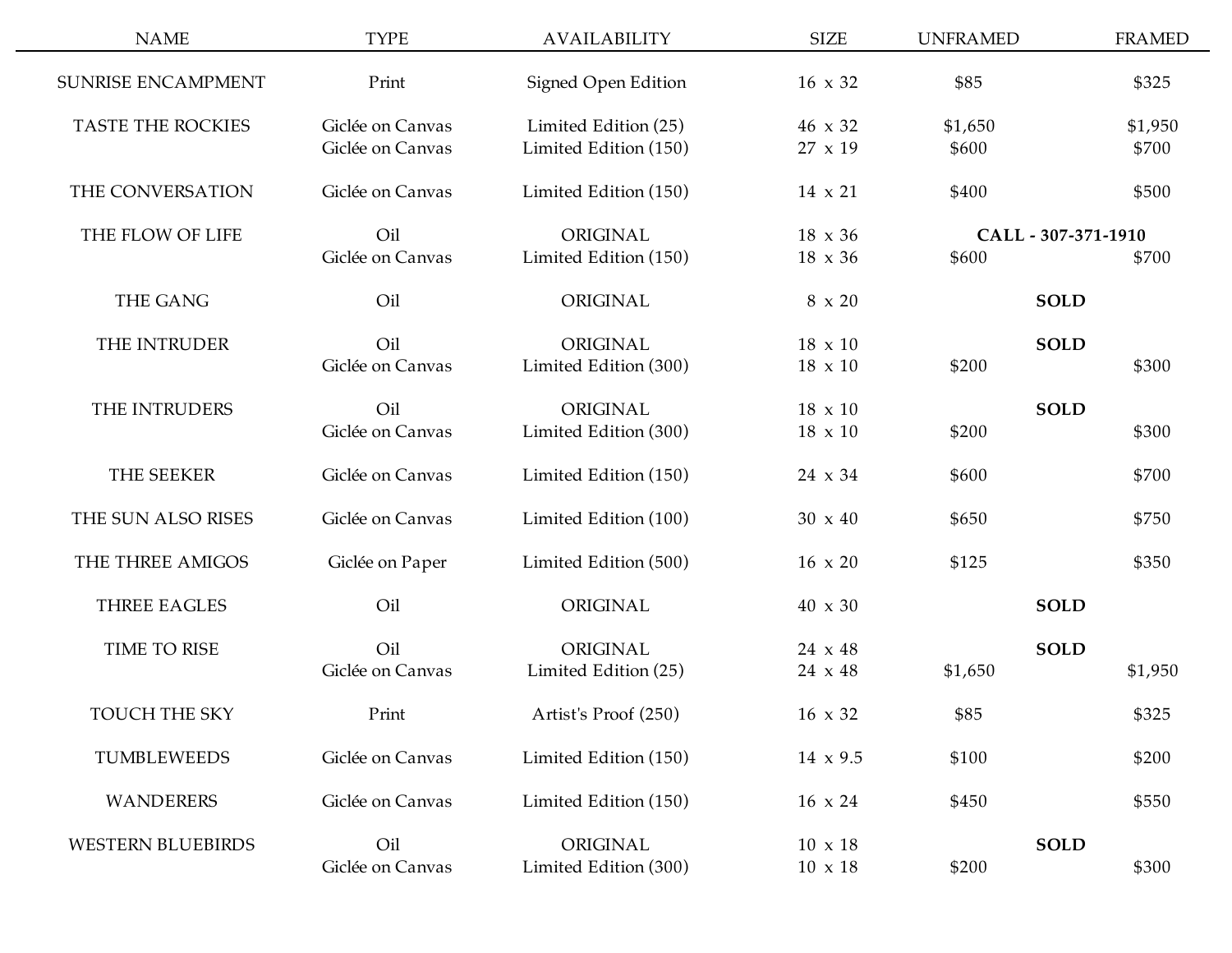| NAME | TYPE | AVAILABILITY | SIZE | UNFRAMED | FRAMED |
|---|---|---|---|---|---|
| SUNRISE ENCAMPMENT | Print | Signed Open Edition | 16 x 32 | $85 | $325 |
| TASTE THE ROCKIES | Giclée on Canvas | Limited Edition (25) | 46 x 32 | $1,650 | $1,950 |
| | Giclée on Canvas | Limited Edition (150) | 27 x 19 | $600 | $700 |
| THE CONVERSATION | Giclée on Canvas | Limited Edition (150) | 14 x 21 | $400 | $500 |
| THE FLOW OF LIFE | Oil | ORIGINAL | 18 x 36 | **CALL - 307-371-1910** | |
| | Giclée on Canvas | Limited Edition (150) | 18 x 36 | $600 | $700 |
| THE GANG | Oil | ORIGINAL | 8 x 20 | **SOLD** | |
| THE INTRUDER | Oil | ORIGINAL | 18 x 10 | **SOLD** | |
| | Giclée on Canvas | Limited Edition (300) | 18 x 10 | $200 | $300 |
| THE INTRUDERS | Oil | ORIGINAL | 18 x 10 | **SOLD** | |
| | Giclée on Canvas | Limited Edition (300) | 18 x 10 | $200 | $300 |
| THE SEEKER | Giclée on Canvas | Limited Edition (150) | 24 x 34 | $600 | $700 |
| THE SUN ALSO RISES | Giclée on Canvas | Limited Edition (100) | 30 x 40 | $650 | $750 |
| THE THREE AMIGOS | Giclée on Paper | Limited Edition (500) | 16 x 20 | $125 | $350 |
| THREE EAGLES | Oil | ORIGINAL | 40 x 30 | **SOLD** | |
| TIME TO RISE | Oil | ORIGINAL | 24 x 48 | **SOLD** | |
| | Giclée on Canvas | Limited Edition (25) | 24 x 48 | $1,650 | $1,950 |
| TOUCH THE SKY | Print | Artist's Proof (250) | 16 x 32 | $85 | $325 |
| TUMBLEWEEDS | Giclée on Canvas | Limited Edition (150) | 14 x 9.5 | $100 | $200 |
| WANDERERS | Giclée on Canvas | Limited Edition (150) | 16 x 24 | $450 | $550 |
| WESTERN BLUEBIRDS | Oil | ORIGINAL | 10 x 18 | **SOLD** | |
| | Giclée on Canvas | Limited Edition (300) | 10 x 18 | $200 | $300 |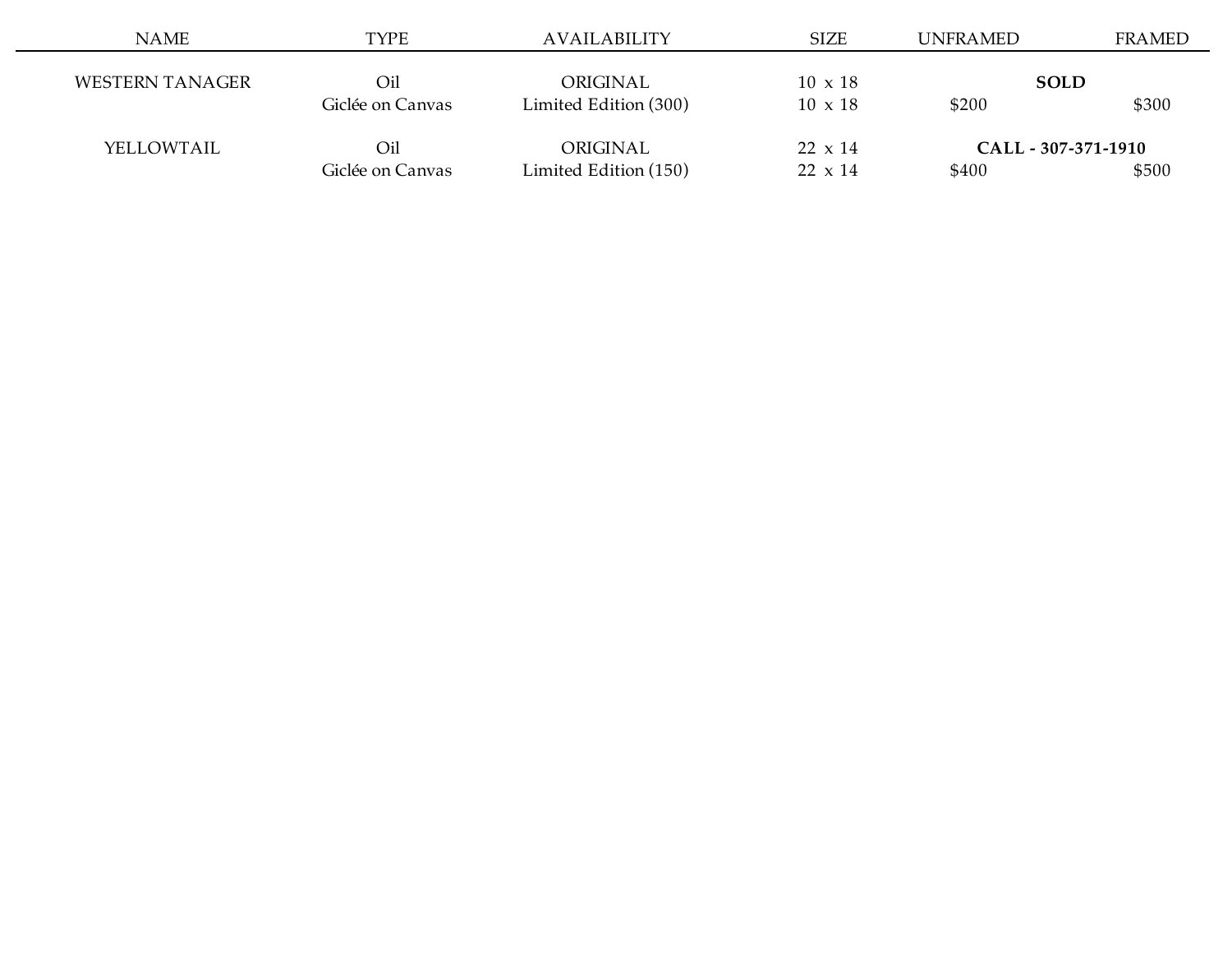| NAME | TYPE | AVAILABILITY | SIZE | UNFRAMED | FRAMED |
|---|---|---|---|---|---|
| WESTERN TANAGER | Oil | ORIGINAL | 10 x 18 | **SOLD** | |
| | Giclée on Canvas | Limited Edition (300) | 10 x 18 | $200 | $300 |
| YELLOWTAIL | Oil | ORIGINAL | 22 x 14 | **CALL - 307-371-1910** | |
| | Giclée on Canvas | Limited Edition (150) | 22 x 14 | $400 | $500 |